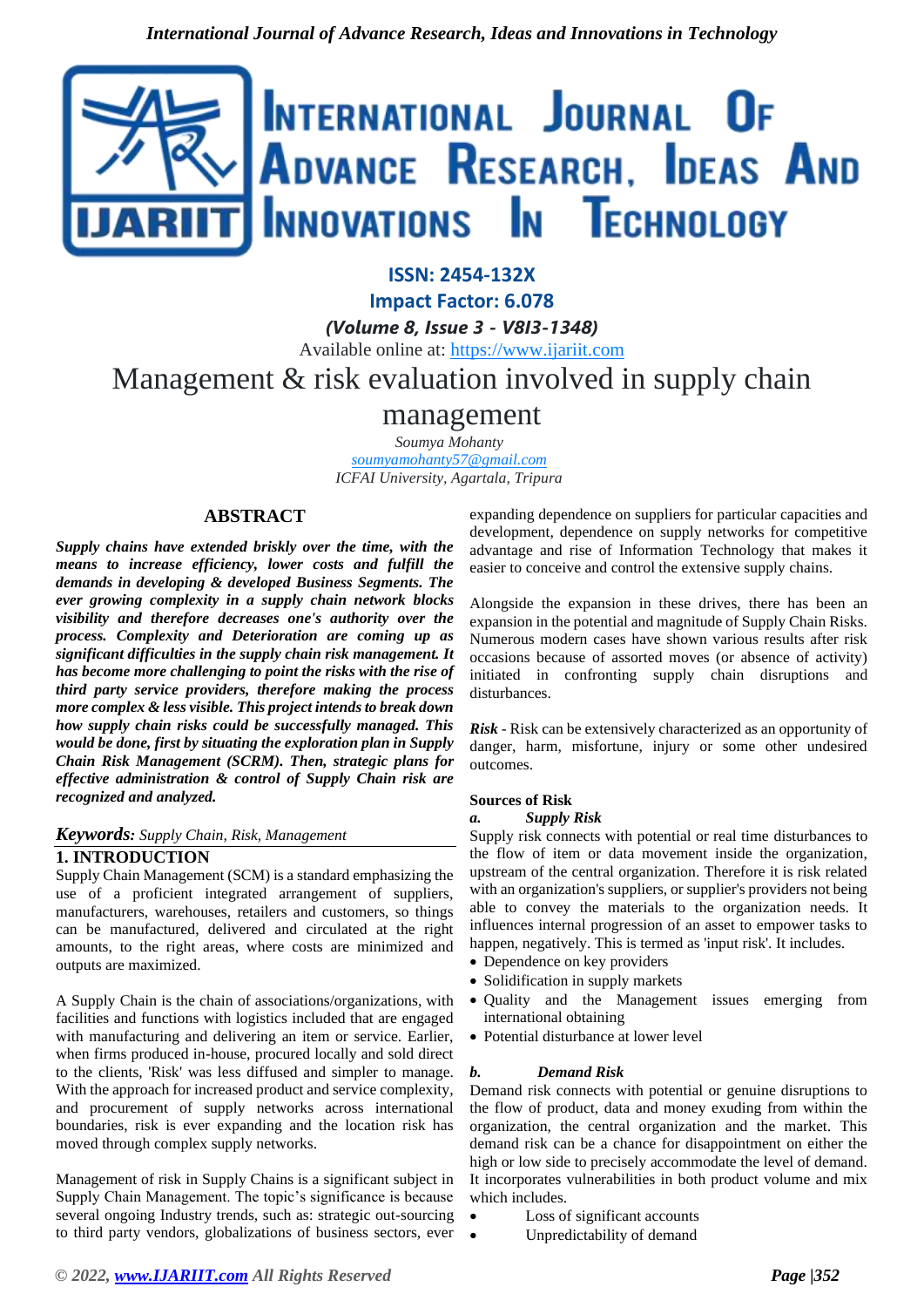ISSN: 2454-132X

Impact Factor: 6.078

*(Volume 8, Issue 3 - V8I3-1348)*

Available online at: https://www.ijariit.com

# Management & risk evaluation involved in supply chain management

*Soumya Mohanty*

*soumyamohanty57@gmail.com*

*ICFAI University, Agartala, Tripura*

## ABSTRACT

***Supply chains have extended briskly over the time, with the means to increase efficiency, lower costs and fulfill the demands in developing & developed Business Segments. The ever growing complexity in a supply chain network blocks visibility and therefore decreases one's authority over the process. Complexity and Deterioration are coming up as significant difficulties in the supply chain risk management. It has become more challenging to point the risks with the rise of third party service providers, therefore making the process more complex & less visible. This project intends to break down how supply chain risks could be successfully managed. This would be done, first by situating the exploration plan in Supply Chain Risk Management (SCRM). Then, strategic plans for effective administration & control of Supply Chain risk are recognized and analyzed.***

***Keywords:*** *Supply Chain, Risk, Management*

## 1. INTRODUCTION

Supply Chain Management (SCM) is a standard emphasizing the use of a proficient integrated arrangement of suppliers, manufacturers, warehouses, retailers and customers, so things can be manufactured, delivered and circulated at the right amounts, to the right areas, where costs are minimized and outputs are maximized.

A Supply Chain is the chain of associations/organizations, with facilities and functions with logistics included that are engaged with manufacturing and delivering an item or service. Earlier, when firms produced in-house, procured locally and sold direct to the clients, 'Risk' was less diffused and simpler to manage. With the approach for increased product and service complexity, and procurement of supply networks across international boundaries, risk is ever expanding and the location risk has moved through complex supply networks.

Management of risk in Supply Chains is a significant subject in Supply Chain Management. The topic's significance is because several ongoing Industry trends, such as: strategic out-sourcing to third party vendors, globalizations of business sectors, ever expanding dependence on suppliers for particular capacities and development, dependence on supply networks for competitive advantage and rise of Information Technology that makes it easier to conceive and control the extensive supply chains.

Alongside the expansion in these drives, there has been an expansion in the potential and magnitude of Supply Chain Risks. Numerous modern cases have shown various results after risk occasions because of assorted moves (or absence of activity) initiated in confronting supply chain disruptions and disturbances.

***Risk*** - Risk can be extensively characterized as an opportunity of danger, harm, misfortune, injury or some other undesired outcomes.

**Sources of Risk**

***a. Supply Risk***

Supply risk connects with potential or real time disturbances to the flow of item or data movement inside the organization, upstream of the central organization. Therefore it is risk related with an organization's suppliers, or supplier's providers not being able to convey the materials to the organization needs. It influences internal progression of an asset to empower tasks to happen, negatively. This is termed as 'input risk'. It includes.

- Dependence on key providers
- Solidification in supply markets
- Quality and the Management issues emerging from international obtaining
- Potential disturbance at lower level

***b. Demand Risk***

Demand risk connects with potential or genuine disruptions to the flow of product, data and money exuding from within the organization, the central organization and the market. This demand risk can be a chance for disappointment on either the high or low side to precisely accommodate the level of demand. It incorporates vulnerabilities in both product volume and mix which includes.

- Loss of significant accounts
- Unpredictability of demand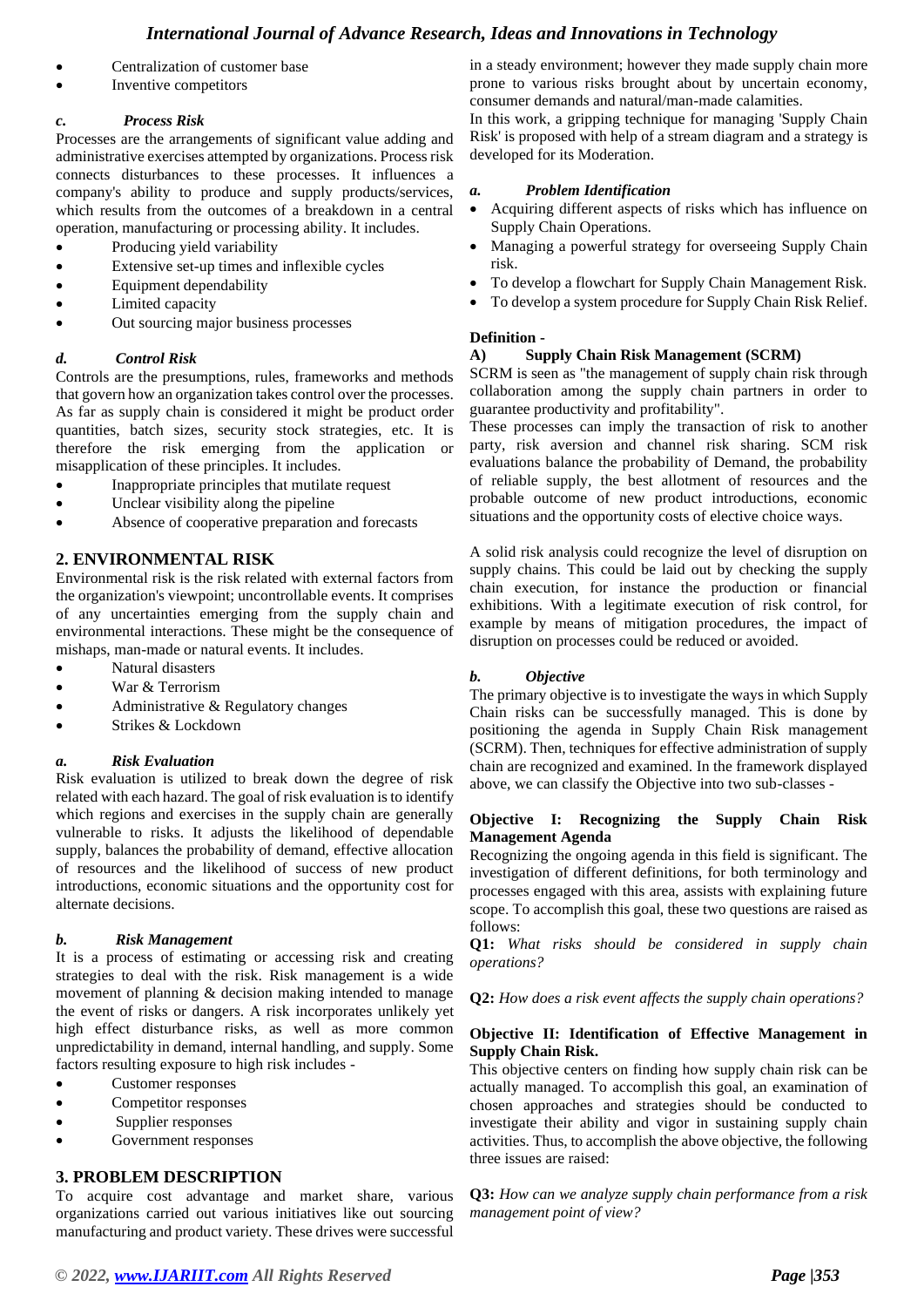- Centralization of customer base
- Inventive competitors

#### c. Process Risk

Processes are the arrangements of significant value adding and administrative exercises attempted by organizations. Process risk connects disturbances to these processes. It influences a company's ability to produce and supply products/services, which results from the outcomes of a breakdown in a central operation, manufacturing or processing ability. It includes.

- Producing yield variability
- Extensive set-up times and inflexible cycles
- Equipment dependability
- Limited capacity
- Out sourcing major business processes

#### d. Control Risk

Controls are the presumptions, rules, frameworks and methods that govern how an organization takes control over the processes. As far as supply chain is considered it might be product order quantities, batch sizes, security stock strategies, etc. It is therefore the risk emerging from the application or misapplication of these principles. It includes.

- Inappropriate principles that mutilate request
- Unclear visibility along the pipeline
- Absence of cooperative preparation and forecasts

## 2. ENVIRONMENTAL RISK

Environmental risk is the risk related with external factors from the organization's viewpoint; uncontrollable events. It comprises of any uncertainties emerging from the supply chain and environmental interactions. These might be the consequence of mishaps, man-made or natural events. It includes.

- Natural disasters
- War & Terrorism
- Administrative & Regulatory changes
- Strikes & Lockdown

#### a. Risk Evaluation

Risk evaluation is utilized to break down the degree of risk related with each hazard. The goal of risk evaluation is to identify which regions and exercises in the supply chain are generally vulnerable to risks. It adjusts the likelihood of dependable supply, balances the probability of demand, effective allocation of resources and the likelihood of success of new product introductions, economic situations and the opportunity cost for alternate decisions.

#### b. Risk Management

It is a process of estimating or accessing risk and creating strategies to deal with the risk. Risk management is a wide movement of planning & decision making intended to manage the event of risks or dangers. A risk incorporates unlikely yet high effect disturbance risks, as well as more common unpredictability in demand, internal handling, and supply. Some factors resulting exposure to high risk includes -

- Customer responses
- Competitor responses
- Supplier responses
- Government responses

## 3. PROBLEM DESCRIPTION

To acquire cost advantage and market share, various organizations carried out various initiatives like out sourcing manufacturing and product variety. These drives were successful in a steady environment; however they made supply chain more prone to various risks brought about by uncertain economy, consumer demands and natural/man-made calamities.

In this work, a gripping technique for managing 'Supply Chain Risk' is proposed with help of a stream diagram and a strategy is developed for its Moderation.

#### a. Problem Identification

- Acquiring different aspects of risks which has influence on Supply Chain Operations.
- Managing a powerful strategy for overseeing Supply Chain risk.
- To develop a flowchart for Supply Chain Management Risk.
- To develop a system procedure for Supply Chain Risk Relief.

**Definition -**

**A) Supply Chain Risk Management (SCRM)**

SCRM is seen as "the management of supply chain risk through collaboration among the supply chain partners in order to guarantee productivity and profitability".

These processes can imply the transaction of risk to another party, risk aversion and channel risk sharing. SCM risk evaluations balance the probability of Demand, the probability of reliable supply, the best allotment of resources and the probable outcome of new product introductions, economic situations and the opportunity costs of elective choice ways.

A solid risk analysis could recognize the level of disruption on supply chains. This could be laid out by checking the supply chain execution, for instance the production or financial exhibitions. With a legitimate execution of risk control, for example by means of mitigation procedures, the impact of disruption on processes could be reduced or avoided.

#### b. Objective

The primary objective is to investigate the ways in which Supply Chain risks can be successfully managed. This is done by positioning the agenda in Supply Chain Risk management (SCRM). Then, techniques for effective administration of supply chain are recognized and examined. In the framework displayed above, we can classify the Objective into two sub-classes -

**Objective I: Recognizing the Supply Chain Risk Management Agenda**

Recognizing the ongoing agenda in this field is significant. The investigation of different definitions, for both terminology and processes engaged with this area, assists with explaining future scope. To accomplish this goal, these two questions are raised as follows:

**Q1:** *What risks should be considered in supply chain operations?*

**Q2:** *How does a risk event affects the supply chain operations?*

**Objective II: Identification of Effective Management in Supply Chain Risk.**

This objective centers on finding how supply chain risk can be actually managed. To accomplish this goal, an examination of chosen approaches and strategies should be conducted to investigate their ability and vigor in sustaining supply chain activities. Thus, to accomplish the above objective, the following three issues are raised:

**Q3:** *How can we analyze supply chain performance from a risk management point of view?*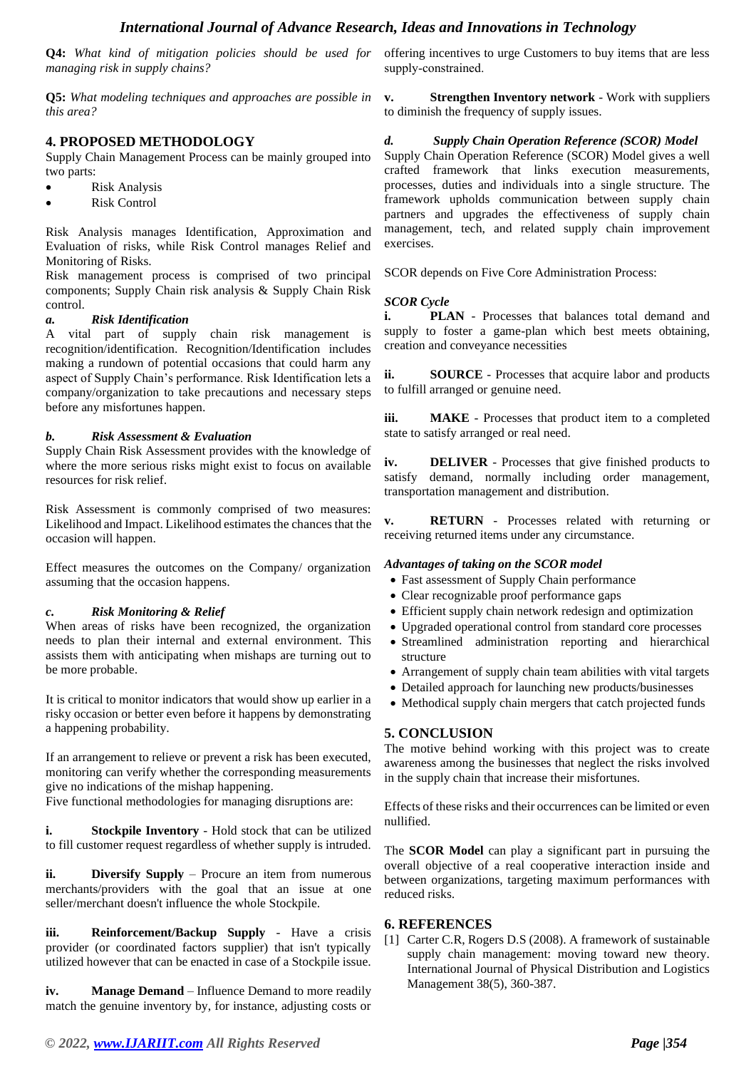**Q4:** *What kind of mitigation policies should be used for managing risk in supply chains?*

**Q5:** *What modeling techniques and approaches are possible in this area?*

## 4. PROPOSED METHODOLOGY

Supply Chain Management Process can be mainly grouped into two parts:

- Risk Analysis
- Risk Control

Risk Analysis manages Identification, Approximation and Evaluation of risks, while Risk Control manages Relief and Monitoring of Risks.

Risk management process is comprised of two principal components; Supply Chain risk analysis & Supply Chain Risk control.

### *a. Risk Identification*

A vital part of supply chain risk management is recognition/identification. Recognition/Identification includes making a rundown of potential occasions that could harm any aspect of Supply Chain's performance. Risk Identification lets a company/organization to take precautions and necessary steps before any misfortunes happen.

### *b. Risk Assessment & Evaluation*

Supply Chain Risk Assessment provides with the knowledge of where the more serious risks might exist to focus on available resources for risk relief.

Risk Assessment is commonly comprised of two measures: Likelihood and Impact. Likelihood estimates the chances that the occasion will happen.

Effect measures the outcomes on the Company/ organization assuming that the occasion happens.

### *c. Risk Monitoring & Relief*

When areas of risks have been recognized, the organization needs to plan their internal and external environment. This assists them with anticipating when mishaps are turning out to be more probable.

It is critical to monitor indicators that would show up earlier in a risky occasion or better even before it happens by demonstrating a happening probability.

If an arrangement to relieve or prevent a risk has been executed, monitoring can verify whether the corresponding measurements give no indications of the mishap happening.

Five functional methodologies for managing disruptions are:

**i. Stockpile Inventory** - Hold stock that can be utilized to fill customer request regardless of whether supply is intruded.

**ii. Diversify Supply** – Procure an item from numerous merchants/providers with the goal that an issue at one seller/merchant doesn't influence the whole Stockpile.

**iii. Reinforcement/Backup Supply** - Have a crisis provider (or coordinated factors supplier) that isn't typically utilized however that can be enacted in case of a Stockpile issue.

**iv. Manage Demand** – Influence Demand to more readily match the genuine inventory by, for instance, adjusting costs or offering incentives to urge Customers to buy items that are less supply-constrained.

**v. Strengthen Inventory network** - Work with suppliers to diminish the frequency of supply issues.

### *d. Supply Chain Operation Reference (SCOR) Model*

Supply Chain Operation Reference (SCOR) Model gives a well crafted framework that links execution measurements, processes, duties and individuals into a single structure. The framework upholds communication between supply chain partners and upgrades the effectiveness of supply chain management, tech, and related supply chain improvement exercises.

SCOR depends on Five Core Administration Process:

***SCOR Cycle***

**i. PLAN** - Processes that balances total demand and supply to foster a game-plan which best meets obtaining, creation and conveyance necessities

**ii. SOURCE** - Processes that acquire labor and products to fulfill arranged or genuine need.

**iii. MAKE** - Processes that product item to a completed state to satisfy arranged or real need.

**iv. DELIVER** - Processes that give finished products to satisfy demand, normally including order management, transportation management and distribution.

**v. RETURN** - Processes related with returning or receiving returned items under any circumstance.

***Advantages of taking on the SCOR model***

- Fast assessment of Supply Chain performance
- Clear recognizable proof performance gaps
- Efficient supply chain network redesign and optimization
- Upgraded operational control from standard core processes
- Streamlined administration reporting and hierarchical structure
- Arrangement of supply chain team abilities with vital targets
- Detailed approach for launching new products/businesses
- Methodical supply chain mergers that catch projected funds

## 5. CONCLUSION

The motive behind working with this project was to create awareness among the businesses that neglect the risks involved in the supply chain that increase their misfortunes.

Effects of these risks and their occurrences can be limited or even nullified.

The **SCOR Model** can play a significant part in pursuing the overall objective of a real cooperative interaction inside and between organizations, targeting maximum performances with reduced risks.

## 6. REFERENCES

[1] Carter C.R, Rogers D.S (2008). A framework of sustainable supply chain management: moving toward new theory. International Journal of Physical Distribution and Logistics Management 38(5), 360-387.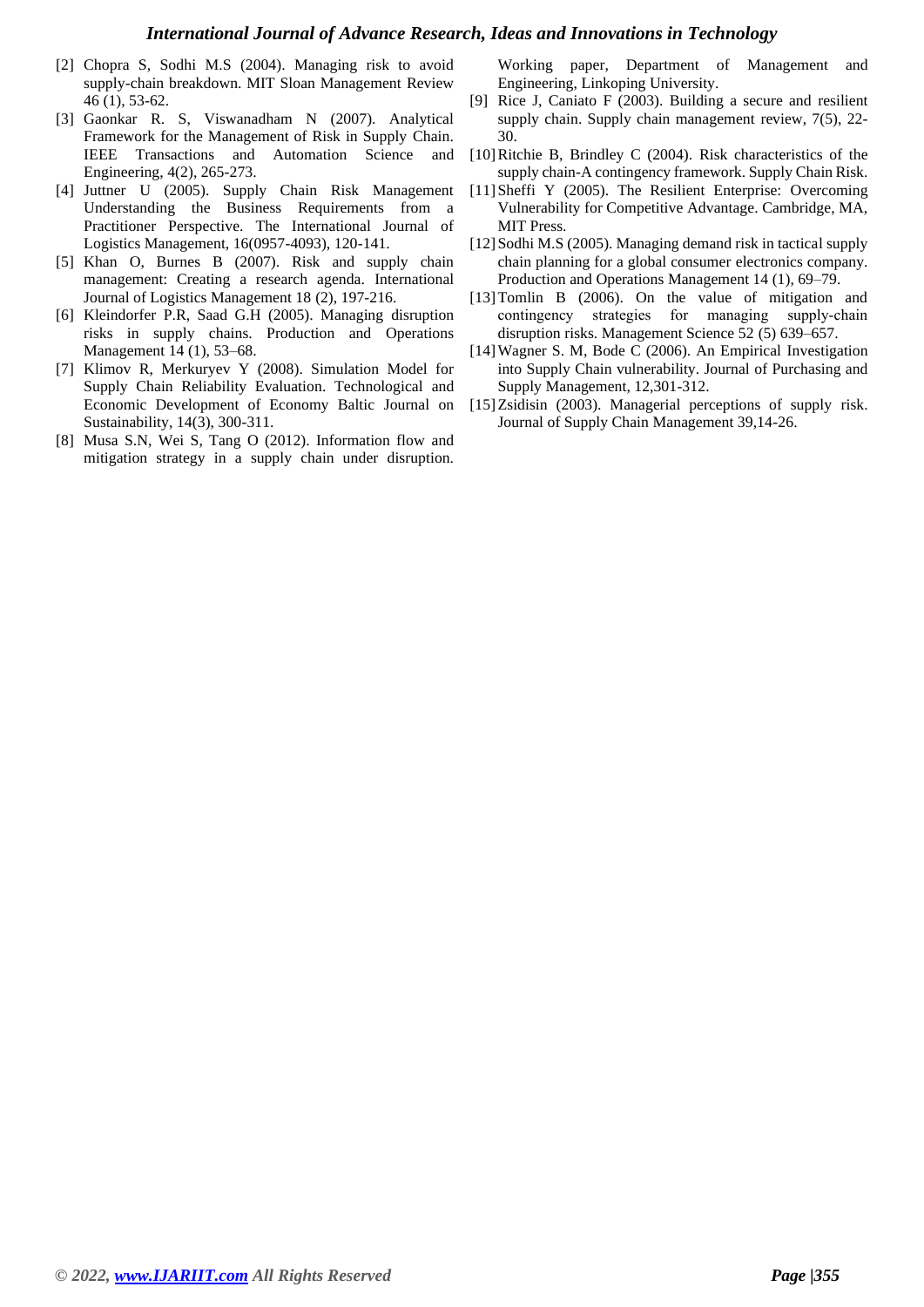[2] Chopra S, Sodhi M.S (2004). Managing risk to avoid supply-chain breakdown. MIT Sloan Management Review 46 (1), 53-62.

[3] Gaonkar R. S, Viswanadham N (2007). Analytical Framework for the Management of Risk in Supply Chain. IEEE Transactions and Automation Science and Engineering, 4(2), 265-273.

[4] Juttner U (2005). Supply Chain Risk Management Understanding the Business Requirements from a Practitioner Perspective. The International Journal of Logistics Management, 16(0957-4093), 120-141.

[5] Khan O, Burnes B (2007). Risk and supply chain management: Creating a research agenda. International Journal of Logistics Management 18 (2), 197-216.

[6] Kleindorfer P.R, Saad G.H (2005). Managing disruption risks in supply chains. Production and Operations Management 14 (1), 53–68.

[7] Klimov R, Merkuryev Y (2008). Simulation Model for Supply Chain Reliability Evaluation. Technological and Economic Development of Economy Baltic Journal on Sustainability, 14(3), 300-311.

[8] Musa S.N, Wei S, Tang O (2012). Information flow and mitigation strategy in a supply chain under disruption. Working paper, Department of Management and Engineering, Linkoping University.

[9] Rice J, Caniato F (2003). Building a secure and resilient supply chain. Supply chain management review, 7(5), 22-30.

[10] Ritchie B, Brindley C (2004). Risk characteristics of the supply chain-A contingency framework. Supply Chain Risk.

[11] Sheffi Y (2005). The Resilient Enterprise: Overcoming Vulnerability for Competitive Advantage. Cambridge, MA, MIT Press.

[12] Sodhi M.S (2005). Managing demand risk in tactical supply chain planning for a global consumer electronics company. Production and Operations Management 14 (1), 69–79.

[13] Tomlin B (2006). On the value of mitigation and contingency strategies for managing supply-chain disruption risks. Management Science 52 (5) 639–657.

[14] Wagner S. M, Bode C (2006). An Empirical Investigation into Supply Chain vulnerability. Journal of Purchasing and Supply Management, 12,301-312.

[15] Zsidisin (2003). Managerial perceptions of supply risk. Journal of Supply Chain Management 39,14-26.